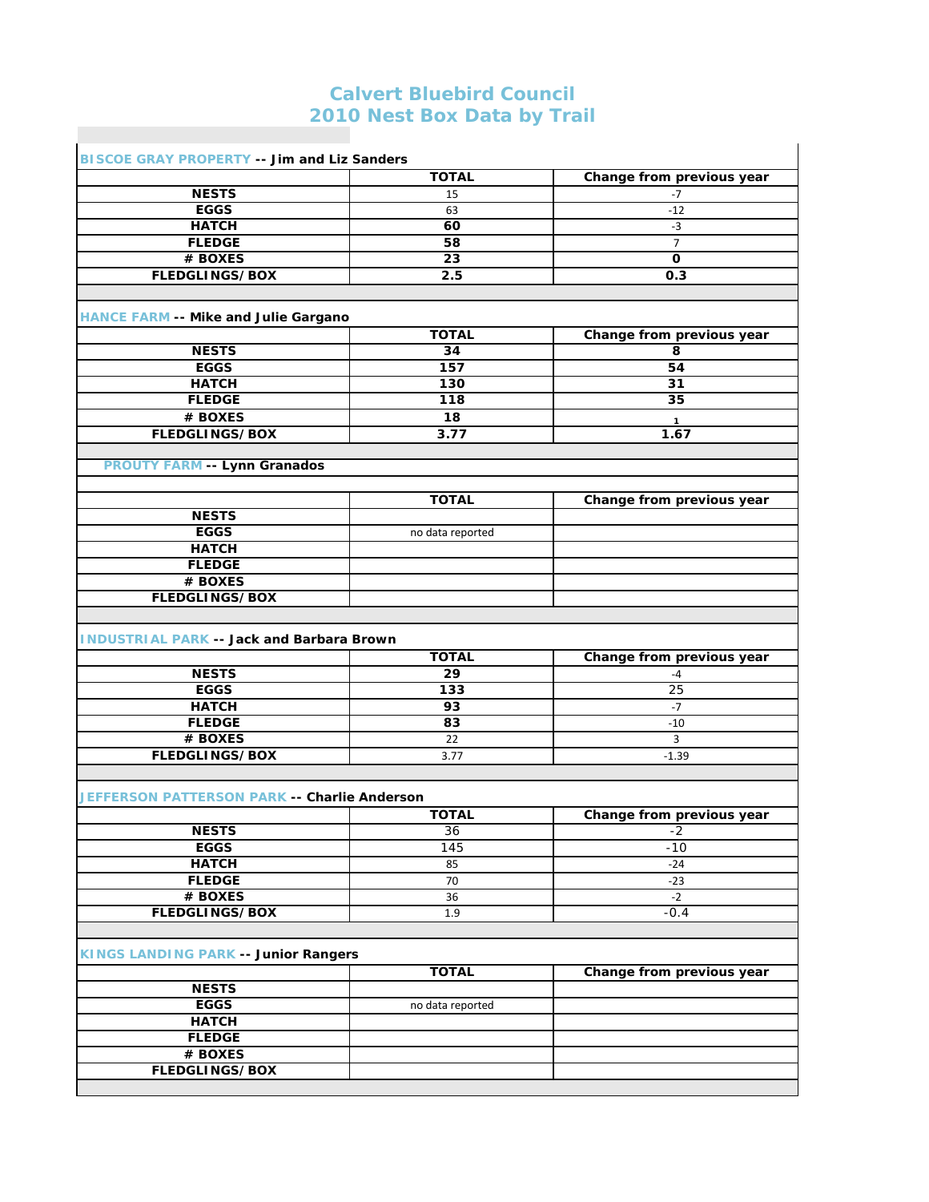# Calvert Bluebird Council
# 2010 Nest Box Data by Trail

**BISCOE GRAY PROPERTY -- Jim and Liz Sanders**

| | TOTAL | Change from previous year |
|---|---|---|
| NESTS | 15 | -7 |
| EGGS | 63 | -12 |
| HATCH | 60 | -3 |
| FLEDGE | 58 | 7 |
| # BOXES | 23 | 0 |
| FLEDGLINGS/BOX | 2.5 | 0.3 |

**HANCE FARM -- Mike and Julie Gargano**

| | TOTAL | Change from previous year |
|---|---|---|
| NESTS | 34 | 8 |
| EGGS | 157 | 54 |
| HATCH | 130 | 31 |
| FLEDGE | 118 | 35 |
| # BOXES | 18 | 1 |
| FLEDGLINGS/BOX | 3.77 | 1.67 |

**PROUTY FARM -- Lynn Granados**

| | TOTAL | Change from previous year |
|---|---|---|
| NESTS | | |
| EGGS | no data reported | |
| HATCH | | |
| FLEDGE | | |
| # BOXES | | |
| FLEDGLINGS/BOX | | |

**INDUSTRIAL PARK -- Jack and Barbara Brown**

| | TOTAL | Change from previous year |
|---|---|---|
| NESTS | 29 | -4 |
| EGGS | 133 | 25 |
| HATCH | 93 | -7 |
| FLEDGE | 83 | -10 |
| # BOXES | 22 | 3 |
| FLEDGLINGS/BOX | 3.77 | -1.39 |

**JEFFERSON PATTERSON PARK -- Charlie Anderson**

| | TOTAL | Change from previous year |
|---|---|---|
| NESTS | 36 | -2 |
| EGGS | 145 | -10 |
| HATCH | 85 | -24 |
| FLEDGE | 70 | -23 |
| # BOXES | 36 | -2 |
| FLEDGLINGS/BOX | 1.9 | -0.4 |

**KINGS LANDING PARK -- Junior Rangers**

| | TOTAL | Change from previous year |
|---|---|---|
| NESTS | | |
| EGGS | no data reported | |
| HATCH | | |
| FLEDGE | | |
| # BOXES | | |
| FLEDGLINGS/BOX | | |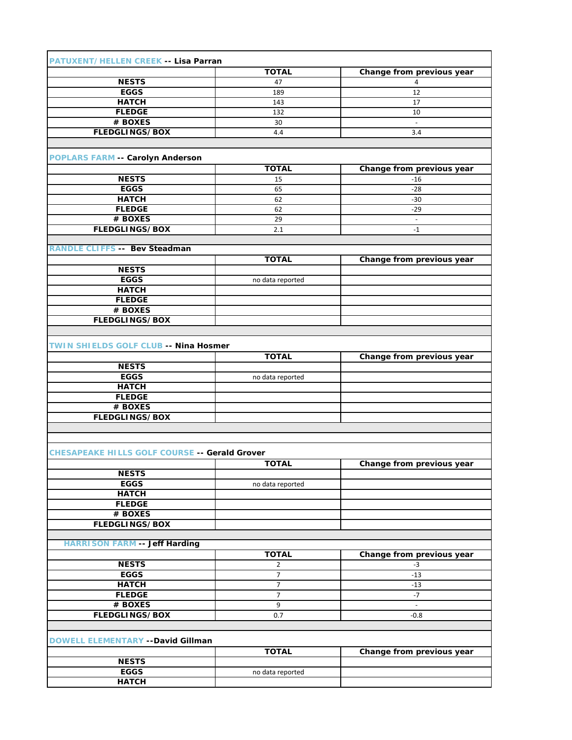**PATUXENT/HELLEN CREEK -- Lisa Parran**

| | TOTAL | Change from previous year |
|---|---|---|
| NESTS | 47 | 4 |
| EGGS | 189 | 12 |
| HATCH | 143 | 17 |
| FLEDGE | 132 | 10 |
| # BOXES | 30 | - |
| FLEDGLINGS/BOX | 4.4 | 3.4 |

**POPLARS FARM -- Carolyn Anderson**

| | TOTAL | Change from previous year |
|---|---|---|
| NESTS | 15 | -16 |
| EGGS | 65 | -28 |
| HATCH | 62 | -30 |
| FLEDGE | 62 | -29 |
| # BOXES | 29 | - |
| FLEDGLINGS/BOX | 2.1 | -1 |

**RANDLE CLIFFS -- Bev Steadman**

| | TOTAL | Change from previous year |
|---|---|---|
| NESTS | | |
| EGGS | no data reported | |
| HATCH | | |
| FLEDGE | | |
| # BOXES | | |
| FLEDGLINGS/BOX | | |

**TWIN SHIELDS GOLF CLUB -- Nina Hosmer**

| | TOTAL | Change from previous year |
|---|---|---|
| NESTS | | |
| EGGS | no data reported | |
| HATCH | | |
| FLEDGE | | |
| # BOXES | | |
| FLEDGLINGS/BOX | | |

**CHESAPEAKE HILLS GOLF COURSE -- Gerald Grover**

| | TOTAL | Change from previous year |
|---|---|---|
| NESTS | | |
| EGGS | no data reported | |
| HATCH | | |
| FLEDGE | | |
| # BOXES | | |
| FLEDGLINGS/BOX | | |

**HARRISON FARM -- Jeff Harding**

| | TOTAL | Change from previous year |
|---|---|---|
| NESTS | 2 | -3 |
| EGGS | 7 | -13 |
| HATCH | 7 | -13 |
| FLEDGE | 7 | -7 |
| # BOXES | 9 | - |
| FLEDGLINGS/BOX | 0.7 | -0.8 |

**DOWELL ELEMENTARY --David Gillman**

| | TOTAL | Change from previous year |
|---|---|---|
| NESTS | | |
| EGGS | no data reported | |
| HATCH | | |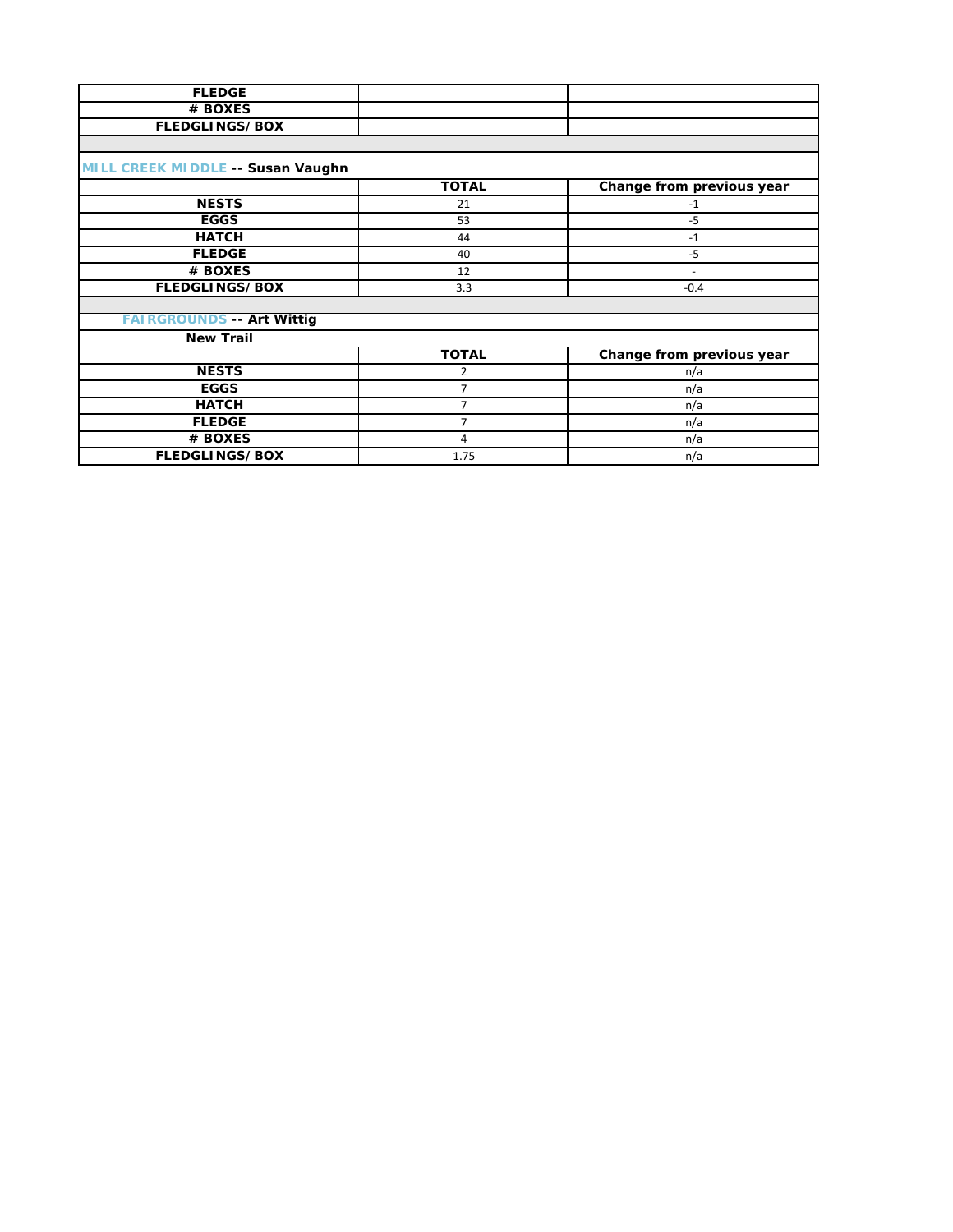| | | |
|---|---|---|
| FLEDGE | | |
| # BOXES | | |
| FLEDGLINGS/BOX | | |

**MILL CREEK MIDDLE -- Susan Vaughn**

| | TOTAL | Change from previous year |
|---|---|---|
| NESTS | 21 | -1 |
| EGGS | 53 | -5 |
| HATCH | 44 | -1 |
| FLEDGE | 40 | -5 |
| # BOXES | 12 | - |
| FLEDGLINGS/BOX | 3.3 | -0.4 |

**FAIRGROUNDS -- Art Wittig**

**New Trail**

| | TOTAL | Change from previous year |
|---|---|---|
| NESTS | 2 | n/a |
| EGGS | 7 | n/a |
| HATCH | 7 | n/a |
| FLEDGE | 7 | n/a |
| # BOXES | 4 | n/a |
| FLEDGLINGS/BOX | 1.75 | n/a |